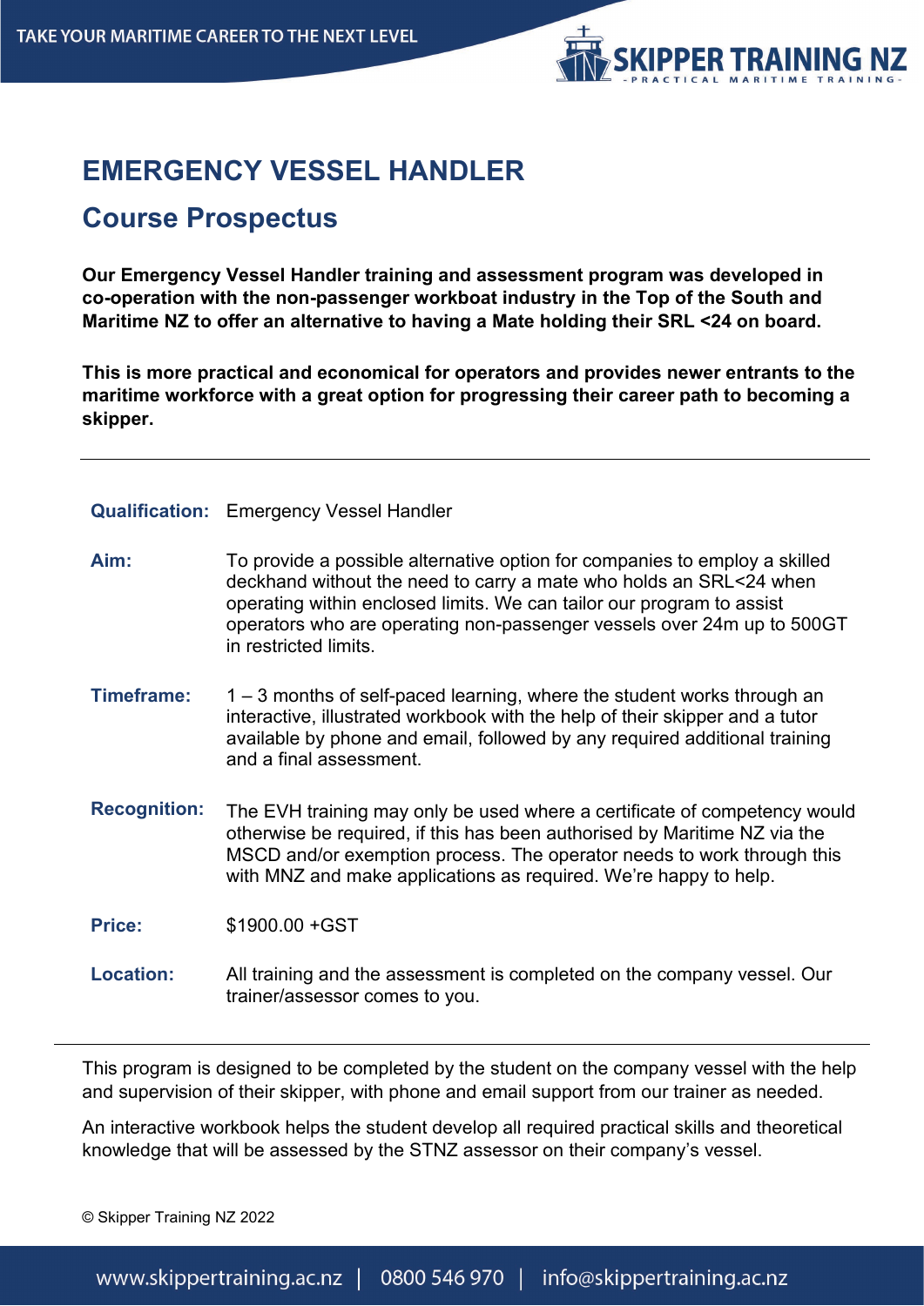# EMERGENCY VESSEL HANDLER

## Course Prospectus

**Our Emergency Vessel Handler training and assessment program was developed in co-operation with the non-passenger workboat industry in the Top of the South and Maritime NZ to offer an alternative to having a Mate holding their SRL <24 on board.**

**This is more practical and economical for operators and provides newer entrants to the maritime workforce with a great option for progressing their career path to becoming a skipper.**

---

| | |
|---|---|
| **Qualification:** | Emergency Vessel Handler |
| **Aim:** | To provide a possible alternative option for companies to employ a skilled deckhand without the need to carry a mate who holds an SRL<24 when operating within enclosed limits. We can tailor our program to assist operators who are operating non-passenger vessels over 24m up to 500GT in restricted limits. |
| **Timeframe:** | 1 – 3 months of self-paced learning, where the student works through an interactive, illustrated workbook with the help of their skipper and a tutor available by phone and email, followed by any required additional training and a final assessment. |
| **Recognition:** | The EVH training may only be used where a certificate of competency would otherwise be required, if this has been authorised by Maritime NZ via the MSCD and/or exemption process. The operator needs to work through this with MNZ and make applications as required. We're happy to help. |
| **Price:** | $1900.00 +GST |
| **Location:** | All training and the assessment is completed on the company vessel. Our trainer/assessor comes to you. |

---

This program is designed to be completed by the student on the company vessel with the help and supervision of their skipper, with phone and email support from our trainer as needed.

An interactive workbook helps the student develop all required practical skills and theoretical knowledge that will be assessed by the STNZ assessor on their company's vessel.

© Skipper Training NZ 2022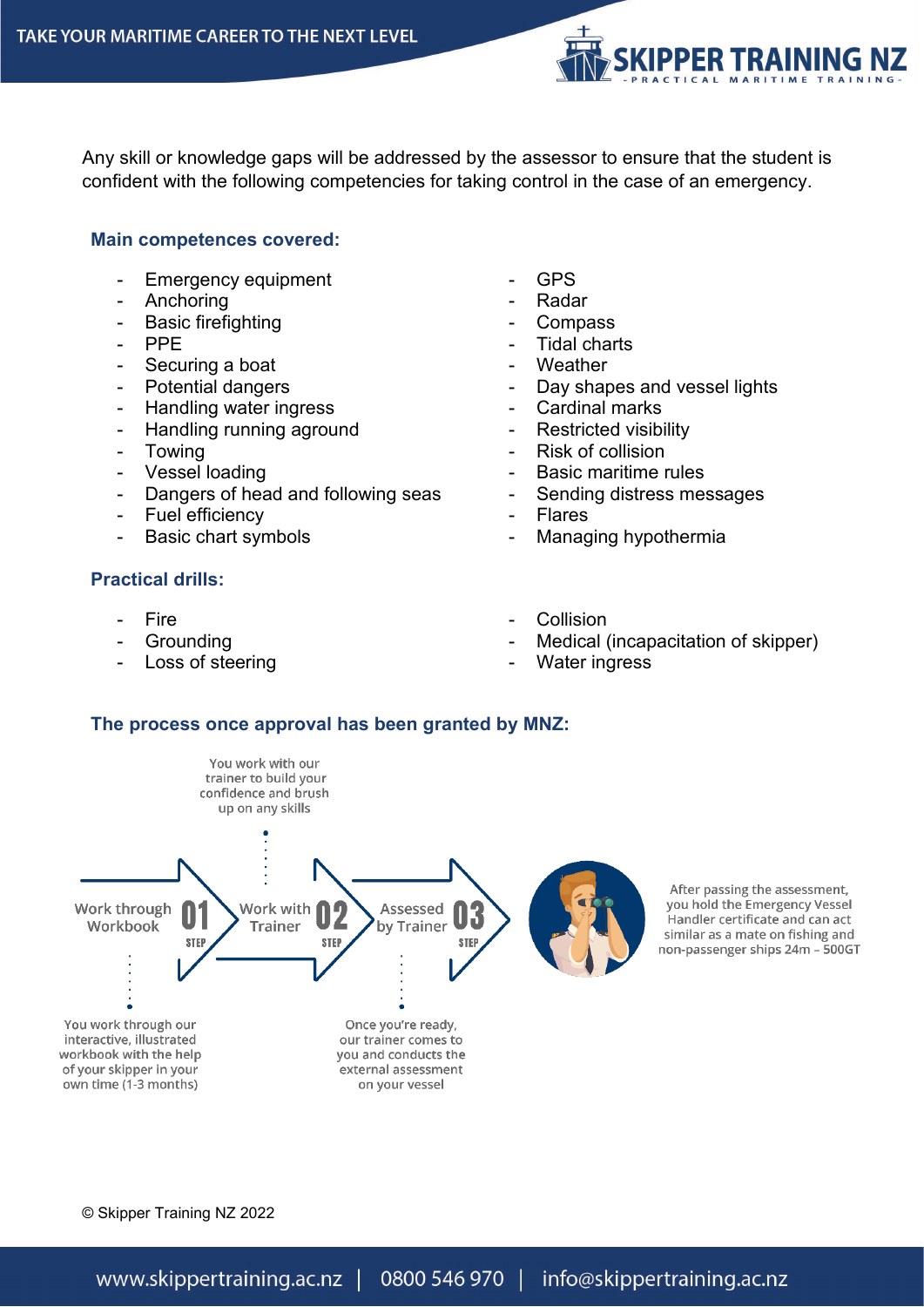Any skill or knowledge gaps will be addressed by the assessor to ensure that the student is confident with the following competencies for taking control in the case of an emergency.

### Main competences covered:

- Emergency equipment
- Anchoring
- Basic firefighting
- PPE
- Securing a boat
- Potential dangers
- Handling water ingress
- Handling running aground
- Towing
- Vessel loading
- Dangers of head and following seas
- Fuel efficiency
- Basic chart symbols
- GPS
- Radar
- Compass
- Tidal charts
- Weather
- Day shapes and vessel lights
- Cardinal marks
- Restricted visibility
- Risk of collision
- Basic maritime rules
- Sending distress messages
- Flares
- Managing hypothermia

### Practical drills:

- Fire
- Grounding
- Loss of steering
- Collision
- Medical (incapacitation of skipper)
- Water ingress

### The process once approval has been granted by MNZ:

**01 STEP – Work through Workbook**

You work through our interactive, illustrated workbook with the help of your skipper in your own time (1-3 months)

**02 STEP – Work with Trainer**

You work with our trainer to build your confidence and brush up on any skills

**03 STEP – Assessed by Trainer**

Once you're ready, our trainer comes to you and conducts the external assessment on your vessel

After passing the assessment, you hold the Emergency Vessel Handler certificate and can act similar as a mate on fishing and non-passenger ships 24m – 500GT

© Skipper Training NZ 2022